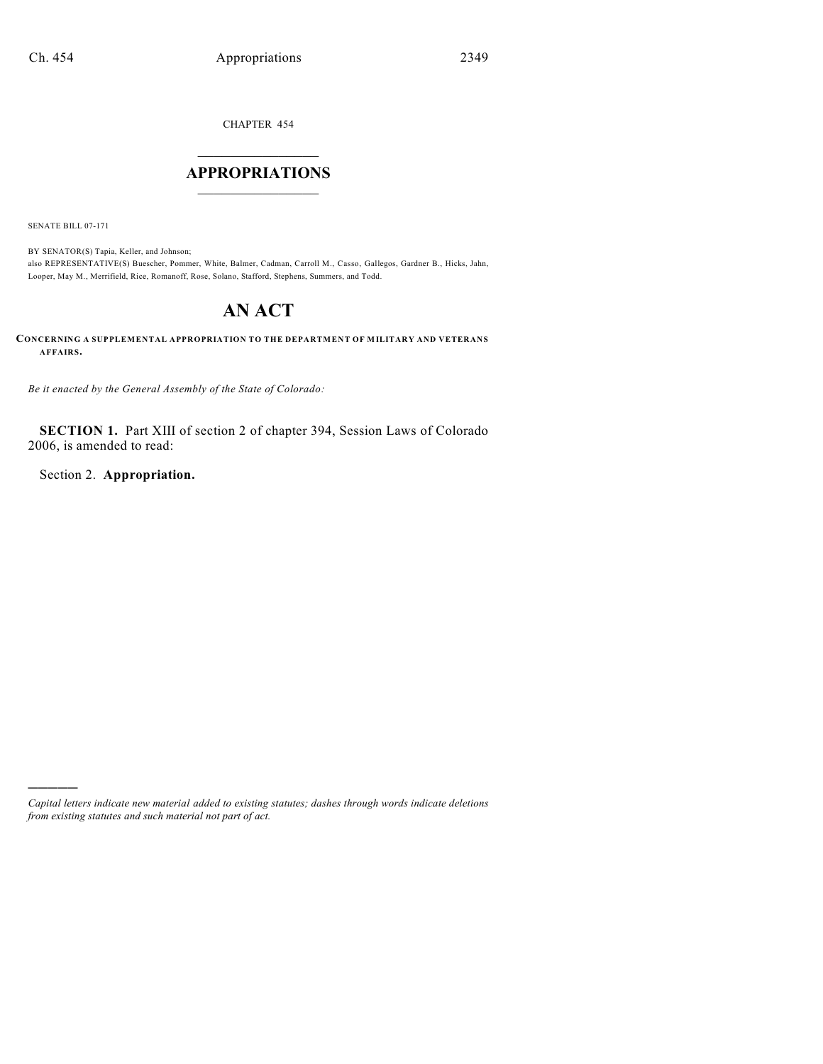CHAPTER 454

# APPROPRIATIONS

SENATE BILL 07-171

BY SENATOR(S) Tapia, Keller, and Johnson;
also REPRESENTATIVE(S) Buescher, Pommer, White, Balmer, Cadman, Carroll M., Casso, Gallegos, Gardner B., Hicks, Jahn, Looper, May M., Merrifield, Rice, Romanoff, Rose, Solano, Stafford, Stephens, Summers, and Todd.

# AN ACT

**CONCERNING A SUPPLEMENTAL APPROPRIATION TO THE DEPARTMENT OF MILITARY AND VETERANS AFFAIRS.**

*Be it enacted by the General Assembly of the State of Colorado:*

**SECTION 1.** Part XIII of section 2 of chapter 394, Session Laws of Colorado 2006, is amended to read:

Section 2. **Appropriation.**

---

*Capital letters indicate new material added to existing statutes; dashes through words indicate deletions from existing statutes and such material not part of act.*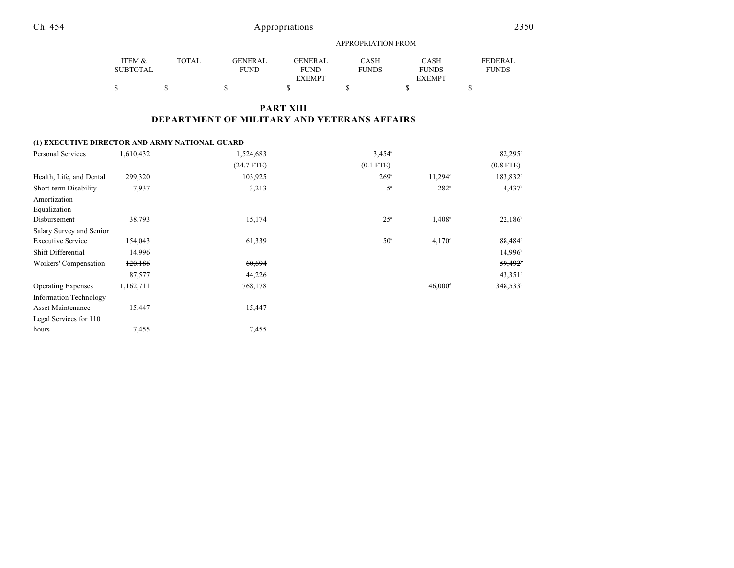| | ITEM & SUBTOTAL | TOTAL | APPROPRIATION FROM GENERAL FUND | GENERAL FUND EXEMPT | CASH FUNDS | CASH FUNDS EXEMPT | FEDERAL FUNDS |
|---|---|---|---|---|---|---|---|
| | $ | $ | $ | $ | $ | $ | $ |

## PART XIII
## DEPARTMENT OF MILITARY AND VETERANS AFFAIRS

**(1) EXECUTIVE DIRECTOR AND ARMY NATIONAL GUARD**

| | ITEM & SUBTOTAL | TOTAL | GENERAL FUND | GENERAL FUND EXEMPT | CASH FUNDS | CASH FUNDS EXEMPT | FEDERAL FUNDS |
|---|---|---|---|---|---|---|---|
| Personal Services | 1,610,432 | | 1,524,683 | | 3,454[a] | | 82,295[b] |
| | | | (24.7 FTE) | | (0.1 FTE) | | (0.8 FTE) |
| Health, Life, and Dental | 299,320 | | 103,925 | | 269[a] | 11,294[c] | 183,832[b] |
| Short-term Disability | 7,937 | | 3,213 | | 5[a] | 282[c] | 4,437[b] |
| Amortization Equalization Disbursement | 38,793 | | 15,174 | | 25[a] | 1,408[c] | 22,186[b] |
| Salary Survey and Senior Executive Service | 154,043 | | 61,339 | | 50[a] | 4,170[c] | 88,484[b] |
| Shift Differential | 14,996 | | | | | | 14,996[b] |
| Workers' Compensation | ~~120,186~~ | | ~~60,694~~ | | | | ~~59,492[b]~~ |
| | 87,577 | | 44,226 | | | | 43,351[b] |
| Operating Expenses | 1,162,711 | | 768,178 | | | 46,000[d] | 348,533[b] |
| Information Technology Asset Maintenance | 15,447 | | 15,447 | | | | |
| Legal Services for 110 hours | 7,455 | | 7,455 | | | | |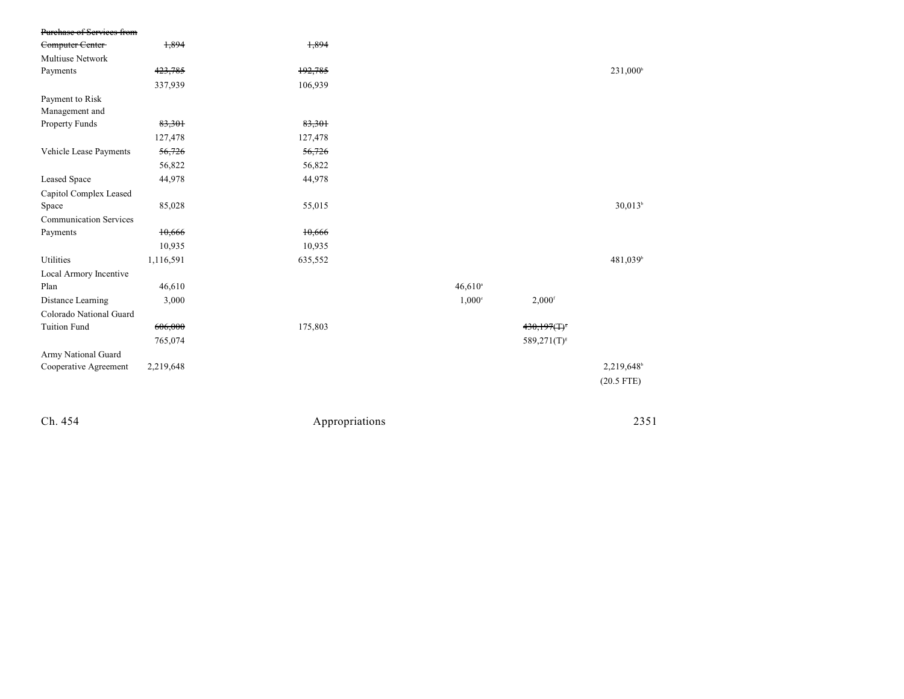| | | | | | | |
|---|---|---|---|---|---|---|
| ~~Purchase of Services from Computer Center~~ | ~~1,894~~ | ~~1,894~~ | | | | |
| Multiuse Network Payments | ~~423,785~~ | ~~192,785~~ | | | | 231,000[b] |
| | 337,939 | 106,939 | | | | |
| Payment to Risk Management and Property Funds | ~~83,301~~ | ~~83,301~~ | | | | |
| | 127,478 | 127,478 | | | | |
| Vehicle Lease Payments | ~~56,726~~ | ~~56,726~~ | | | | |
| | 56,822 | 56,822 | | | | |
| Leased Space | 44,978 | 44,978 | | | | |
| Capitol Complex Leased Space | 85,028 | 55,015 | | | | 30,013[b] |
| Communication Services Payments | ~~10,666~~ | ~~10,666~~ | | | | |
| | 10,935 | 10,935 | | | | |
| Utilities | 1,116,591 | 635,552 | | | | 481,039[b] |
| Local Armory Incentive Plan | 46,610 | | | 46,610[a] | | |
| Distance Learning | 3,000 | | | 1,000[e] | 2,000[f] | |
| Colorado National Guard Tuition Fund | ~~606,000~~ | 175,803 | | | ~~430,197(T)~~[g] | |
| | 765,074 | | | | 589,271(T)[g] | |
| Army National Guard Cooperative Agreement | 2,219,648 | | | | | 2,219,648[h] |
| | | | | | | (20.5 FTE) |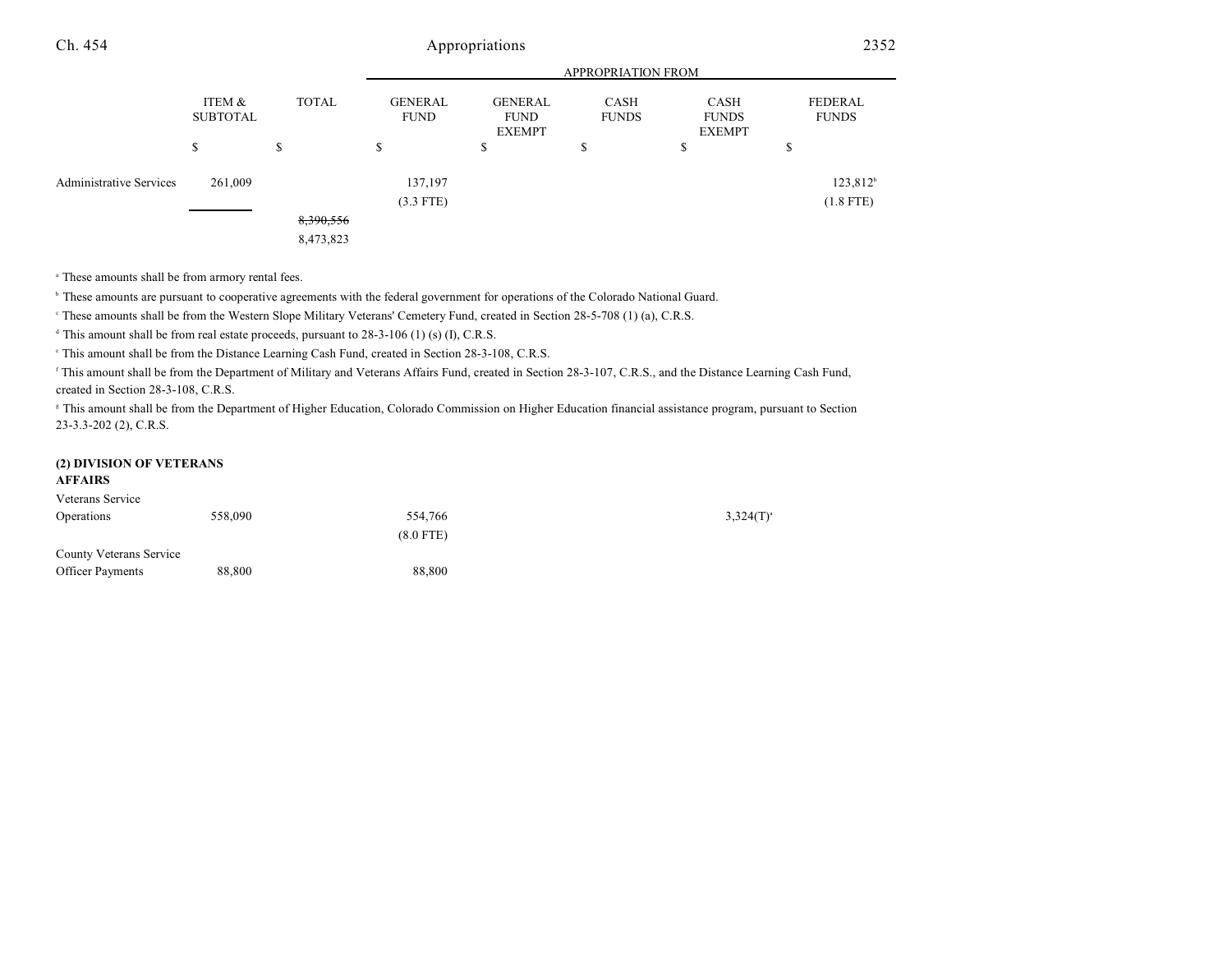| | ITEM & SUBTOTAL | TOTAL | APPROPRIATION FROM GENERAL FUND | GENERAL FUND EXEMPT | CASH FUNDS | CASH FUNDS EXEMPT | FEDERAL FUNDS |
|---|---|---|---|---|---|---|---|
| | $ | $ | $ | $ | $ | $ | $ |
| Administrative Services | 261,009 | | 137,197 | | | | 123,812[b] |
| | | | (3.3 FTE) | | | | (1.8 FTE) |
| | | ~~8,390,556~~ | | | | | |
| | | 8,473,823 | | | | | |

[a] These amounts shall be from armory rental fees.

[b] These amounts are pursuant to cooperative agreements with the federal government for operations of the Colorado National Guard.

[c] These amounts shall be from the Western Slope Military Veterans' Cemetery Fund, created in Section 28-5-708 (1) (a), C.R.S.

[d] This amount shall be from real estate proceeds, pursuant to 28-3-106 (1) (s) (I), C.R.S.

[e] This amount shall be from the Distance Learning Cash Fund, created in Section 28-3-108, C.R.S.

[f] This amount shall be from the Department of Military and Veterans Affairs Fund, created in Section 28-3-107, C.R.S., and the Distance Learning Cash Fund, created in Section 28-3-108, C.R.S.

[g] This amount shall be from the Department of Higher Education, Colorado Commission on Higher Education financial assistance program, pursuant to Section 23-3.3-202 (2), C.R.S.

**(2) DIVISION OF VETERANS AFFAIRS**

| | ITEM & SUBTOTAL | TOTAL | GENERAL FUND | GENERAL FUND EXEMPT | CASH FUNDS | CASH FUNDS EXEMPT | FEDERAL FUNDS |
|---|---|---|---|---|---|---|---|
| Veterans Service Operations | 558,090 | | 554,766 | | | 3,324(T)[a] | |
| | | | (8.0 FTE) | | | | |
| County Veterans Service Officer Payments | 88,800 | | 88,800 | | | | |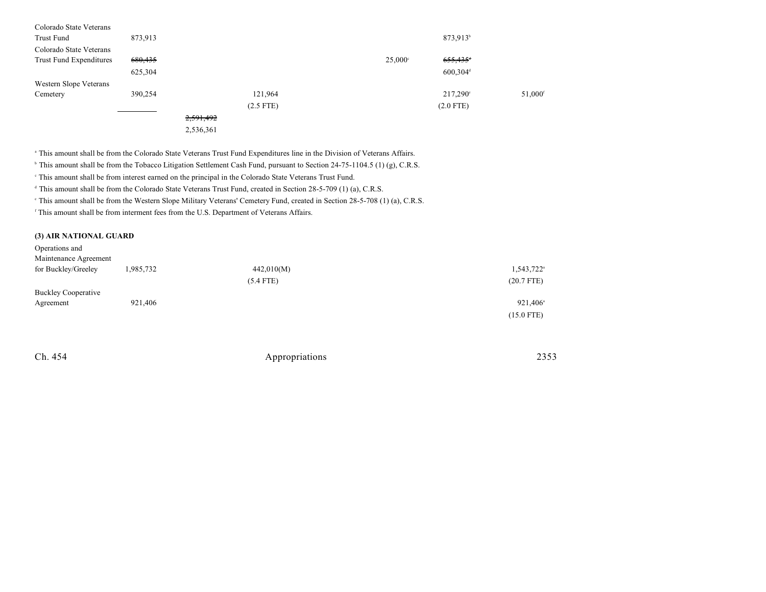| | | | | | | |
|---|---|---|---|---|---|---|
| Colorado State Veterans Trust Fund | 873,913 | | | | 873,913[b] | |
| Colorado State Veterans Trust Fund Expenditures | ~~680,435~~ 625,304 | | | 25,000[c] | ~~655,435~~[d] 600,304[d] | |
| Western Slope Veterans Cemetery | 390,254 | | 121,964 (2.5 FTE) | | 217,290[e] (2.0 FTE) | 51,000[f] |
| | | ~~2,591,492~~ 2,536,361 | | | | |

[a] This amount shall be from the Colorado State Veterans Trust Fund Expenditures line in the Division of Veterans Affairs.
[b] This amount shall be from the Tobacco Litigation Settlement Cash Fund, pursuant to Section 24-75-1104.5 (1) (g), C.R.S.
[c] This amount shall be from interest earned on the principal in the Colorado State Veterans Trust Fund.
[d] This amount shall be from the Colorado State Veterans Trust Fund, created in Section 28-5-709 (1) (a), C.R.S.
[e] This amount shall be from the Western Slope Military Veterans' Cemetery Fund, created in Section 28-5-708 (1) (a), C.R.S.
[f] This amount shall be from interment fees from the U.S. Department of Veterans Affairs.

**(3) AIR NATIONAL GUARD**

| | | | | | | |
|---|---|---|---|---|---|---|
| Operations and Maintenance Agreement for Buckley/Greeley | 1,985,732 | | 442,010(M) (5.4 FTE) | | | 1,543,722[a] (20.7 FTE) |
| Buckley Cooperative Agreement | 921,406 | | | | | 921,406[a] (15.0 FTE) |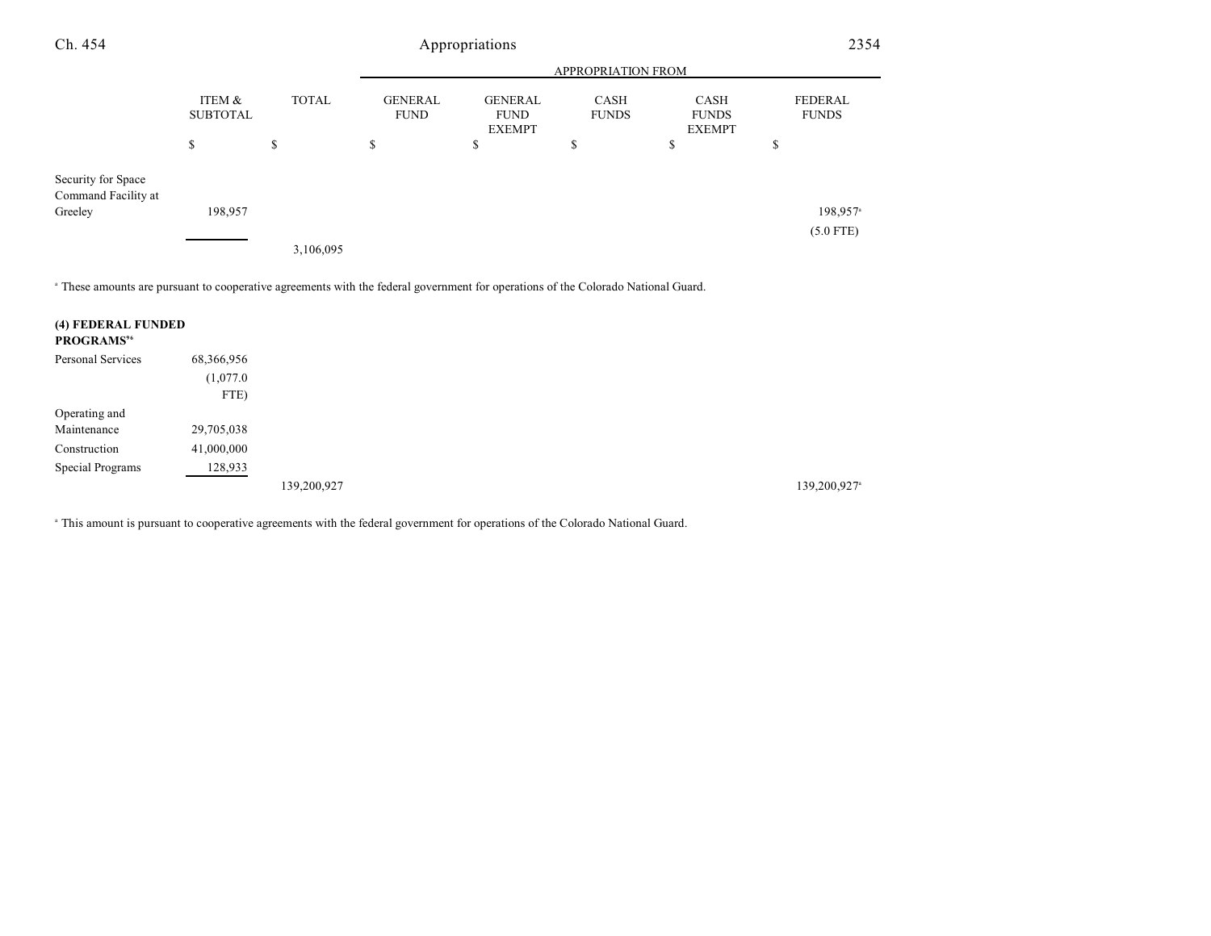| | ITEM & SUBTOTAL | TOTAL | GENERAL FUND | GENERAL FUND EXEMPT | CASH FUNDS | CASH FUNDS EXEMPT | FEDERAL FUNDS |
|---|---|---|---|---|---|---|---|
| | $ | $ | $ | $ | $ | $ | $ |
| Security for Space Command Facility at Greeley | 198,957 | | | | | | 198,957[a] (5.0 FTE) |
| | | 3,106,095 | | | | | |

[a] These amounts are pursuant to cooperative agreements with the federal government for operations of the Colorado National Guard.

| | ITEM & SUBTOTAL | TOTAL | GENERAL FUND | GENERAL FUND EXEMPT | CASH FUNDS | CASH FUNDS EXEMPT | FEDERAL FUNDS |
|---|---|---|---|---|---|---|---|
| **(4) FEDERAL FUNDED PROGRAMS**[96] | | | | | | | |
| Personal Services | 68,366,956 (1,077.0 FTE) | | | | | | |
| Operating and Maintenance | 29,705,038 | | | | | | |
| Construction | 41,000,000 | | | | | | |
| Special Programs | 128,933 | | | | | | |
| | | 139,200,927 | | | | | 139,200,927[a] |

[a] This amount is pursuant to cooperative agreements with the federal government for operations of the Colorado National Guard.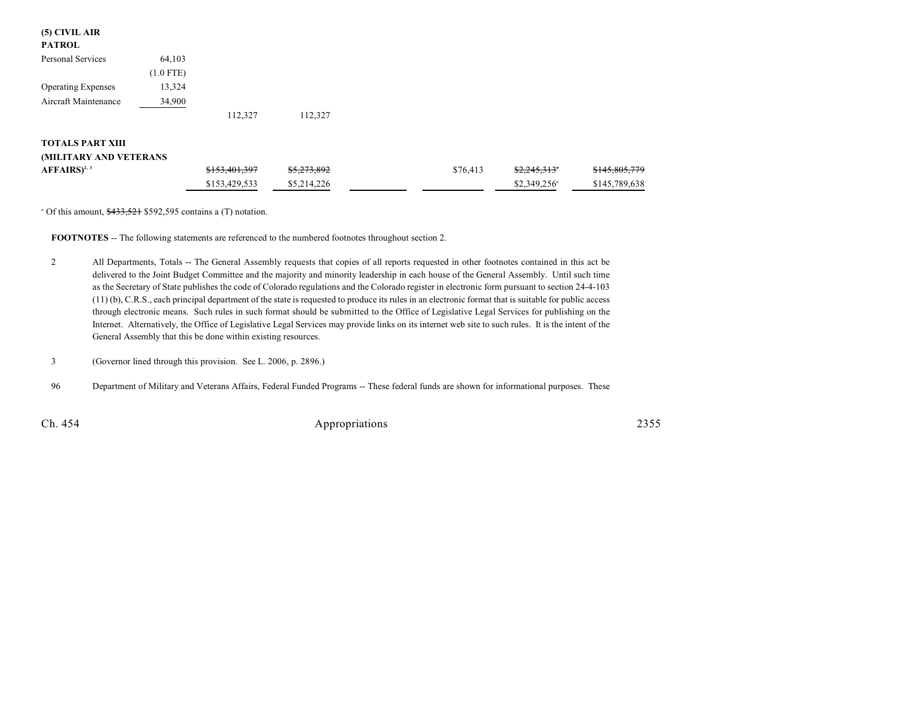**(5) CIVIL AIR PATROL**

| | | | | | | | |
|---|---|---|---|---|---|---|---|
| Personal Services | 64,103 | | | | | | |
| | (1.0 FTE) | | | | | | |
| Operating Expenses | 13,324 | | | | | | |
| Aircraft Maintenance | 34,900 | | | | | | |
| | | 112,327 | 112,327 | | | | |
| | | | | | | | |
| **TOTALS PART XIII (MILITARY AND VETERANS AFFAIRS)**[2, 3] | | ~~$153,401,397~~ | ~~$5,273,892~~ | | $76,413 | ~~$2,245,313~~[a] | ~~$145,805,779~~ |
| | | $153,429,533 | $5,214,226 | | | $2,349,256[a] | $145,789,638 |

[a] Of this amount, ~~$433,521~~ $592,595 contains a (T) notation.

**FOOTNOTES** -- The following statements are referenced to the numbered footnotes throughout section 2.

2 All Departments, Totals -- The General Assembly requests that copies of all reports requested in other footnotes contained in this act be delivered to the Joint Budget Committee and the majority and minority leadership in each house of the General Assembly. Until such time as the Secretary of State publishes the code of Colorado regulations and the Colorado register in electronic form pursuant to section 24-4-103 (11) (b), C.R.S., each principal department of the state is requested to produce its rules in an electronic format that is suitable for public access through electronic means. Such rules in such format should be submitted to the Office of Legislative Legal Services for publishing on the Internet. Alternatively, the Office of Legislative Legal Services may provide links on its internet web site to such rules. It is the intent of the General Assembly that this be done within existing resources.

3 (Governor lined through this provision. See L. 2006, p. 2896.)

96 Department of Military and Veterans Affairs, Federal Funded Programs -- These federal funds are shown for informational purposes. These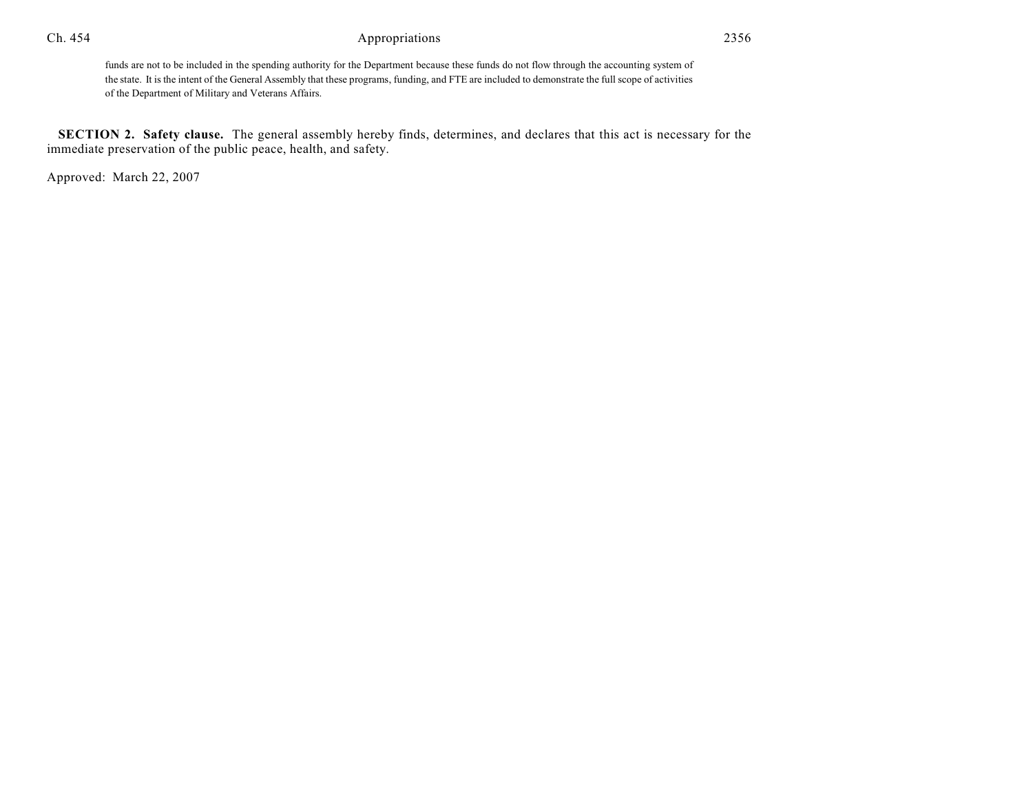funds are not to be included in the spending authority for the Department because these funds do not flow through the accounting system of the state. It is the intent of the General Assembly that these programs, funding, and FTE are included to demonstrate the full scope of activities of the Department of Military and Veterans Affairs.

**SECTION 2. Safety clause.** The general assembly hereby finds, determines, and declares that this act is necessary for the immediate preservation of the public peace, health, and safety.

Approved: March 22, 2007